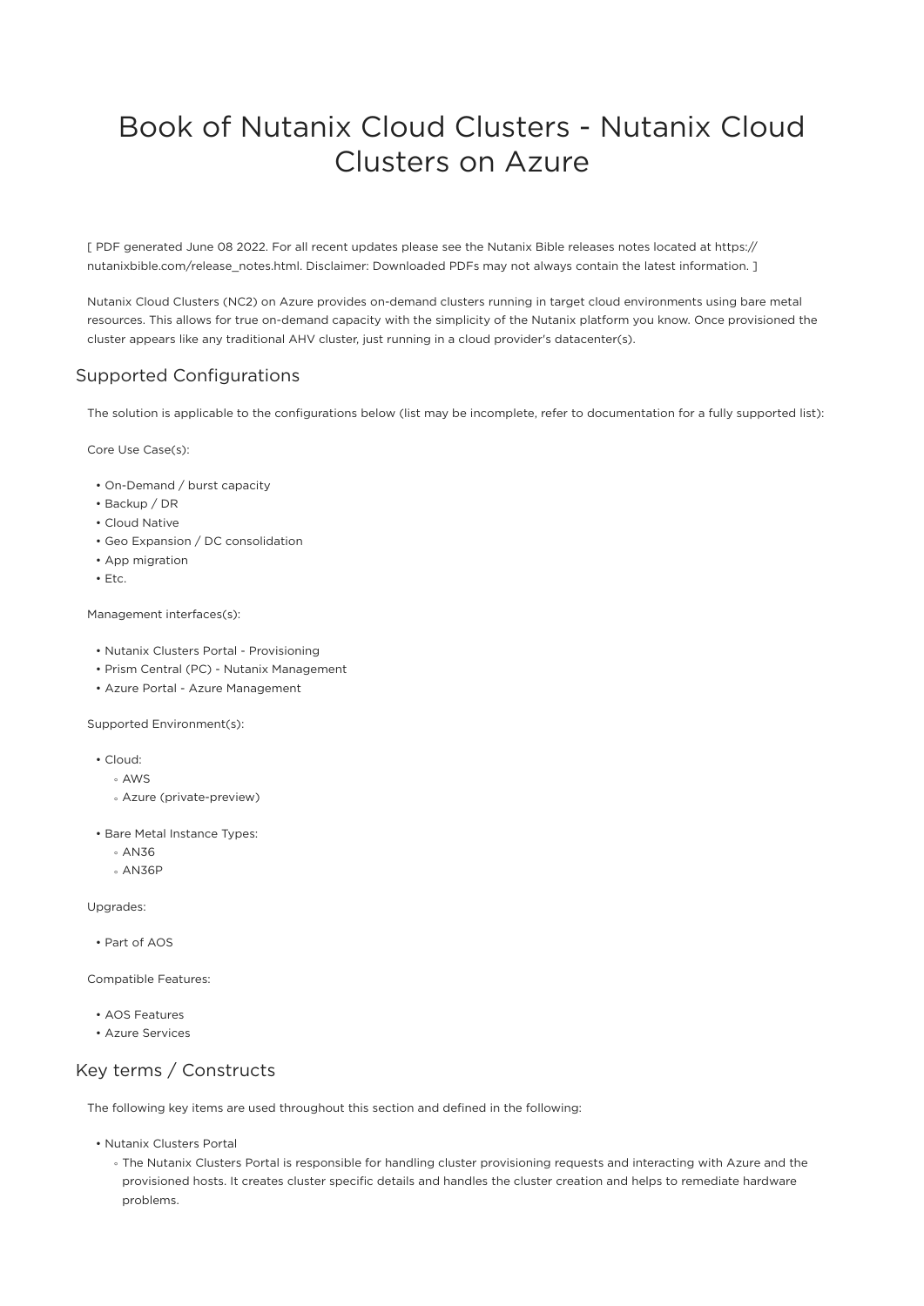# Book of Nutanix Cloud Clusters - Nutanix Cloud Clusters on Azure

[ PDF generated June 08 2022. For all recent updates please see the Nutanix Bible releases notes located at https://nutanixbible.com/release_notes.html. Disclaimer: Downloaded PDFs may not always contain the latest information. ]

Nutanix Cloud Clusters (NC2) on Azure provides on-demand clusters running in target cloud environments using bare metal resources. This allows for true on-demand capacity with the simplicity of the Nutanix platform you know. Once provisioned the cluster appears like any traditional AHV cluster, just running in a cloud provider's datacenter(s).

## Supported Configurations

The solution is applicable to the configurations below (list may be incomplete, refer to documentation for a fully supported list):

Core Use Case(s):

- On-Demand / burst capacity
- Backup / DR
- Cloud Native
- Geo Expansion / DC consolidation
- App migration
- Etc.

Management interfaces(s):

- Nutanix Clusters Portal - Provisioning
- Prism Central (PC) - Nutanix Management
- Azure Portal - Azure Management

Supported Environment(s):

- Cloud:
  - AWS
  - Azure (private-preview)
- Bare Metal Instance Types:
  - AN36
  - AN36P

Upgrades:

- Part of AOS

Compatible Features:

- AOS Features
- Azure Services

## Key terms / Constructs

The following key items are used throughout this section and defined in the following:

- Nutanix Clusters Portal
  - The Nutanix Clusters Portal is responsible for handling cluster provisioning requests and interacting with Azure and the provisioned hosts. It creates cluster specific details and handles the cluster creation and helps to remediate hardware problems.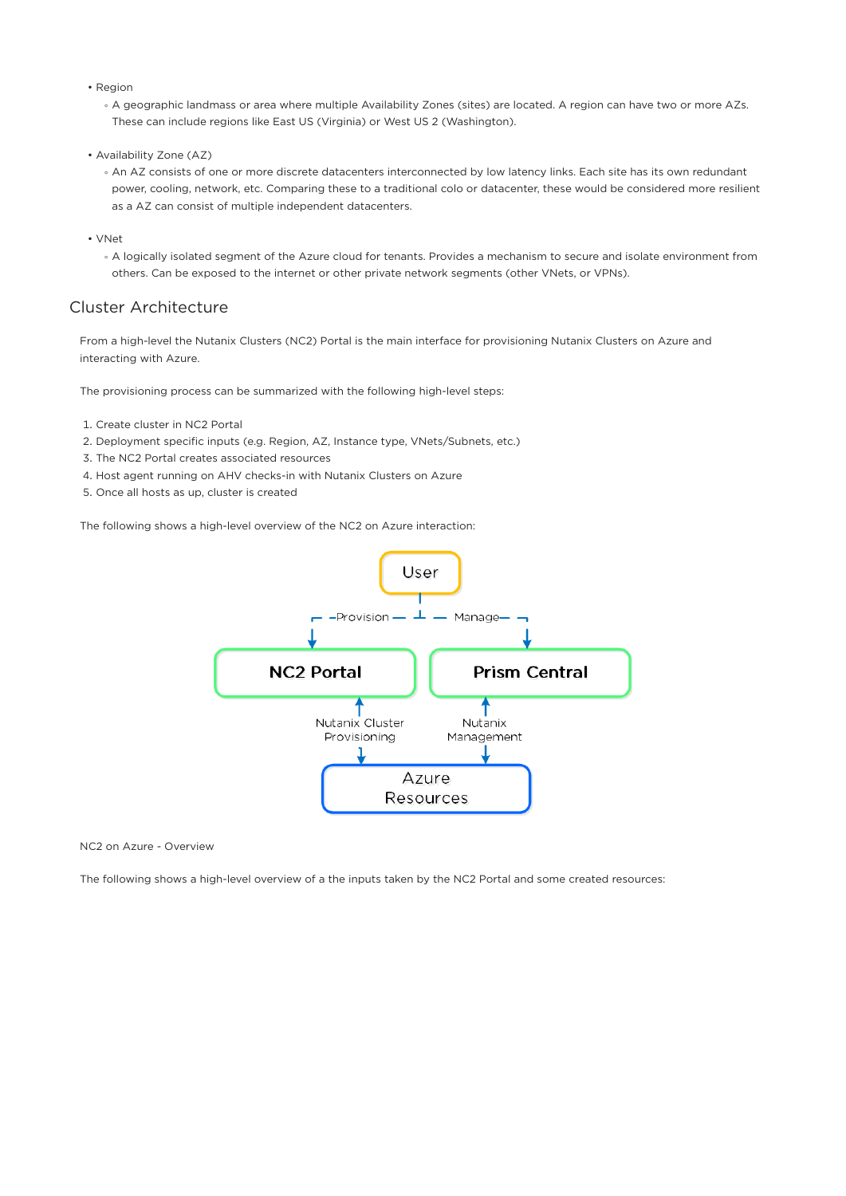- Region
  - A geographic landmass or area where multiple Availability Zones (sites) are located. A region can have two or more AZs. These can include regions like East US (Virginia) or West US 2 (Washington).

- Availability Zone (AZ)
  - An AZ consists of one or more discrete datacenters interconnected by low latency links. Each site has its own redundant power, cooling, network, etc. Comparing these to a traditional colo or datacenter, these would be considered more resilient as a AZ can consist of multiple independent datacenters.

- VNet
  - A logically isolated segment of the Azure cloud for tenants. Provides a mechanism to secure and isolate environment from others. Can be exposed to the internet or other private network segments (other VNets, or VPNs).

## Cluster Architecture

From a high-level the Nutanix Clusters (NC2) Portal is the main interface for provisioning Nutanix Clusters on Azure and interacting with Azure.

The provisioning process can be summarized with the following high-level steps:

1. Create cluster in NC2 Portal
2. Deployment specific inputs (e.g. Region, AZ, Instance type, VNets/Subnets, etc.)
3. The NC2 Portal creates associated resources
4. Host agent running on AHV checks-in with Nutanix Clusters on Azure
5. Once all hosts as up, cluster is created

The following shows a high-level overview of the NC2 on Azure interaction:

NC2 on Azure - Overview

The following shows a high-level overview of a the inputs taken by the NC2 Portal and some created resources: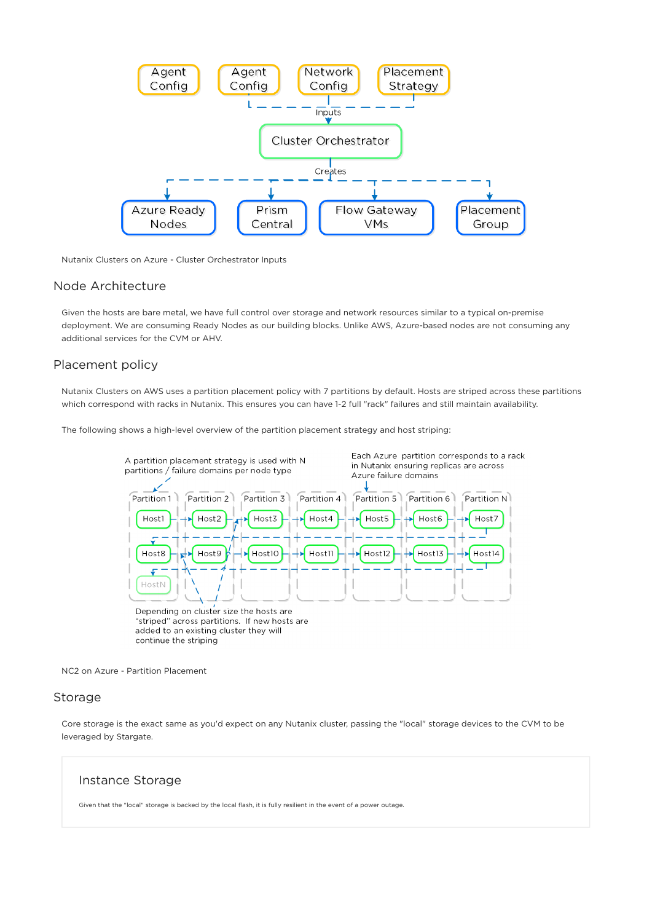Nutanix Clusters on Azure - Cluster Orchestrator Inputs

## Node Architecture

Given the hosts are bare metal, we have full control over storage and network resources similar to a typical on-premise deployment. We are consuming Ready Nodes as our building blocks. Unlike AWS, Azure-based nodes are not consuming any additional services for the CVM or AHV.

## Placement policy

Nutanix Clusters on AWS uses a partition placement policy with 7 partitions by default. Hosts are striped across these partitions which correspond with racks in Nutanix. This ensures you can have 1-2 full "rack" failures and still maintain availability.

The following shows a high-level overview of the partition placement strategy and host striping:

NC2 on Azure - Partition Placement

## Storage

Core storage is the exact same as you'd expect on any Nutanix cluster, passing the "local" storage devices to the CVM to be leveraged by Stargate.

### Instance Storage

Given that the "local" storage is backed by the local flash, it is fully resilient in the event of a power outage.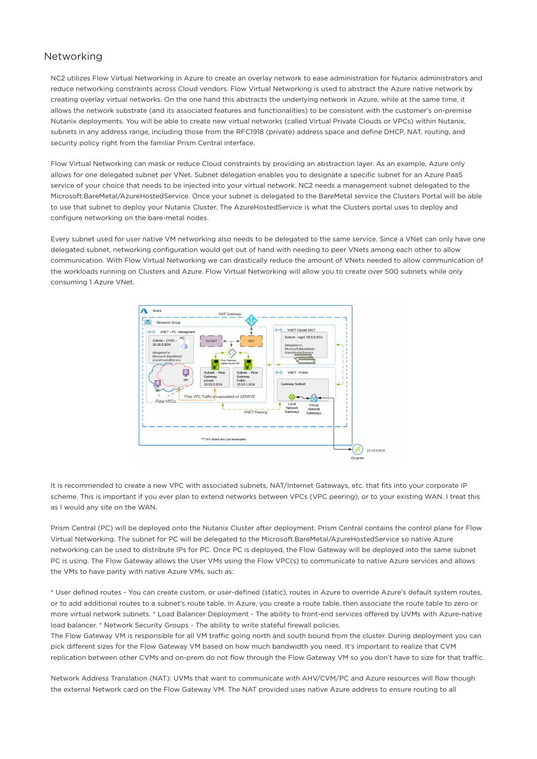## Networking

NC2 utilizes Flow Virtual Networking in Azure to create an overlay network to ease administration for Nutanix administrators and reduce networking constraints across Cloud vendors. Flow Virtual Networking is used to abstract the Azure native network by creating overlay virtual networks. On the one hand this abstracts the underlying network in Azure, while at the same time, it allows the network substrate (and its associated features and functionalities) to be consistent with the customer's on-premise Nutanix deployments. You will be able to create new virtual networks (called Virtual Private Clouds or VPCs) within Nutanix, subnets in any address range, including those from the RFC1918 (private) address space and define DHCP, NAT, routing, and security policy right from the familiar Prism Central interface.

Flow Virtual Networking can mask or reduce Cloud constraints by providing an abstraction layer. As an example, Azure only allows for one delegated subnet per VNet. Subnet delegation enables you to designate a specific subnet for an Azure PaaS service of your choice that needs to be injected into your virtual network. NC2 needs a management subnet delegated to the Microsoft.BareMetal/AzureHostedService. Once your subnet is delegated to the BareMetal service the Clusters Portal will be able to use that subnet to deploy your Nutanix Cluster. The AzureHostedService is what the Clusters portal uses to deploy and configure networking on the bare-metal nodes.

Every subnet used for user native VM networking also needs to be delegated to the same service. Since a VNet can only have one delegated subnet, networking configuration would get out of hand with needing to peer VNets among each other to allow communication. With Flow Virtual Networking we can drastically reduce the amount of VNets needed to allow communication of the workloads running on Clusters and Azure. Flow Virtual Networking will allow you to create over 500 subnets while only consuming 1 Azure VNet.

It is recommended to create a new VPC with associated subnets, NAT/Internet Gateways, etc. that fits into your corporate IP scheme. This is important if you ever plan to extend networks between VPCs (VPC peering), or to your existing WAN. I treat this as I would any site on the WAN.

Prism Central (PC) will be deployed onto the Nutanix Cluster after deployment. Prism Central contains the control plane for Flow Virtual Networking. The subnet for PC will be delegated to the Microsoft.BareMetal/AzureHostedService so native Azure networking can be used to distribute IPs for PC. Once PC is deployed, the Flow Gateway will be deployed into the same subnet PC is using. The Flow Gateway allows the User VMs using the Flow VPC(s) to communicate to native Azure services and allows the VMs to have parity with native Azure VMs, such as:

* User defined routes - You can create custom, or user-defined (static), routes in Azure to override Azure's default system routes, or to add additional routes to a subnet's route table. In Azure, you create a route table, then associate the route table to zero or more virtual network subnets. * Load Balancer Deployment - The ability to front-end services offered by UVMs with Azure-native load balancer. * Network Security Groups - The ability to write stateful firewall policies.
The Flow Gateway VM is responsible for all VM traffic going north and south bound from the cluster. During deployment you can pick different sizes for the Flow Gateway VM based on how much bandwidth you need. It's important to realize that CVM replication between other CVMs and on-prem do not flow through the Flow Gateway VM so you don't have to size for that traffic.

Network Address Translation (NAT): UVMs that want to communicate with AHV/CVM/PC and Azure resources will flow though the external Network card on the Flow Gateway VM. The NAT provided uses native Azure address to ensure routing to all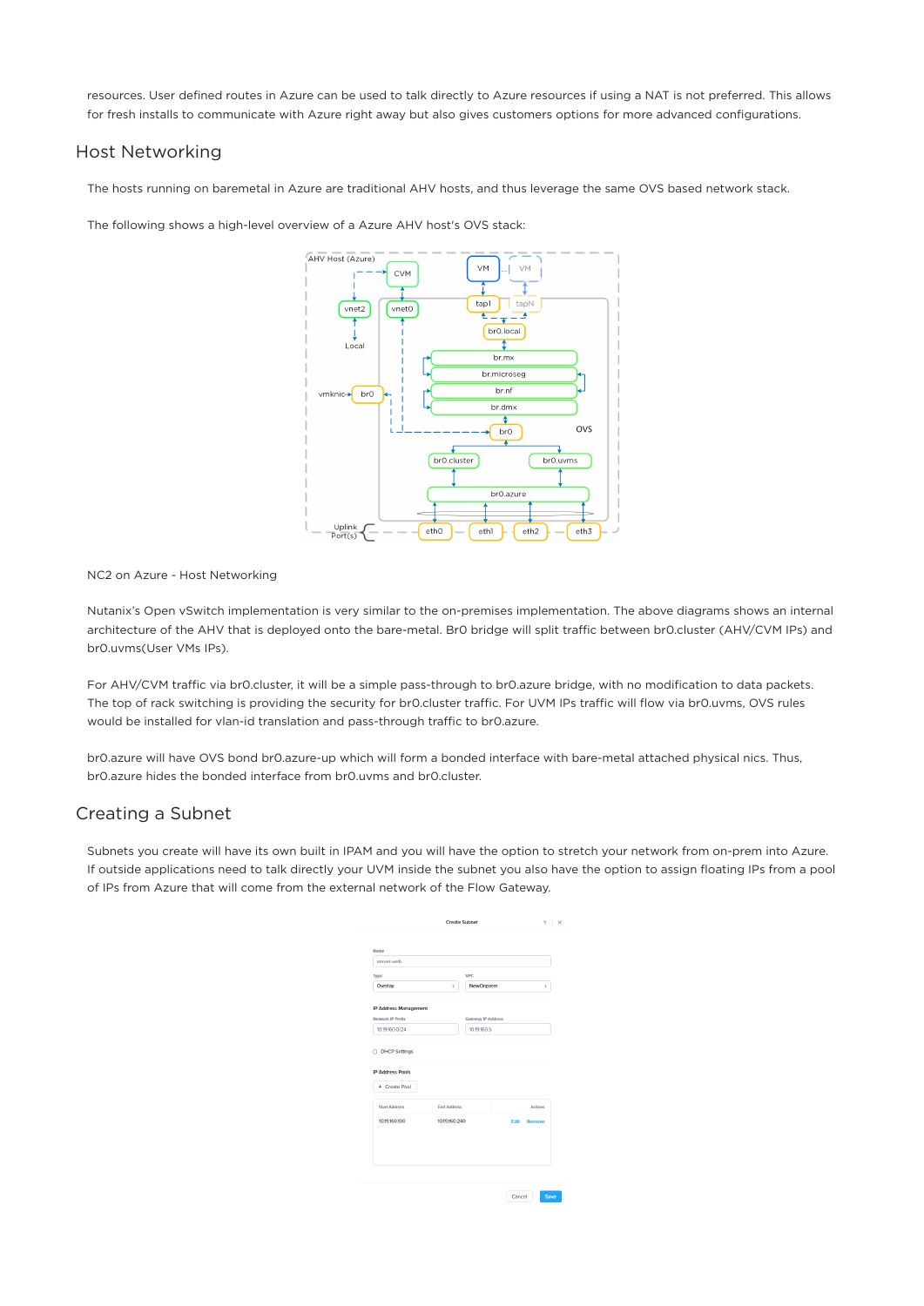resources. User defined routes in Azure can be used to talk directly to Azure resources if using a NAT is not preferred. This allows for fresh installs to communicate with Azure right away but also gives customers options for more advanced configurations.

## Host Networking

The hosts running on baremetal in Azure are traditional AHV hosts, and thus leverage the same OVS based network stack.

The following shows a high-level overview of a Azure AHV host's OVS stack:

NC2 on Azure - Host Networking

Nutanix's Open vSwitch implementation is very similar to the on-premises implementation. The above diagrams shows an internal architecture of the AHV that is deployed onto the bare-metal. Br0 bridge will split traffic between br0.cluster (AHV/CVM IPs) and br0.uvms(User VMs IPs).

For AHV/CVM traffic via br0.cluster, it will be a simple pass-through to br0.azure bridge, with no modification to data packets. The top of rack switching is providing the security for br0.cluster traffic. For UVM IPs traffic will flow via br0.uvms, OVS rules would be installed for vlan-id translation and pass-through traffic to br0.azure.

br0.azure will have OVS bond br0.azure-up which will form a bonded interface with bare-metal attached physical nics. Thus, br0.azure hides the bonded interface from br0.uvms and br0.cluster.

## Creating a Subnet

Subnets you create will have its own built in IPAM and you will have the option to stretch your network from on-prem into Azure. If outside applications need to talk directly your UVM inside the subnet you also have the option to assign floating IPs from a pool of IPs from Azure that will come from the external network of the Flow Gateway.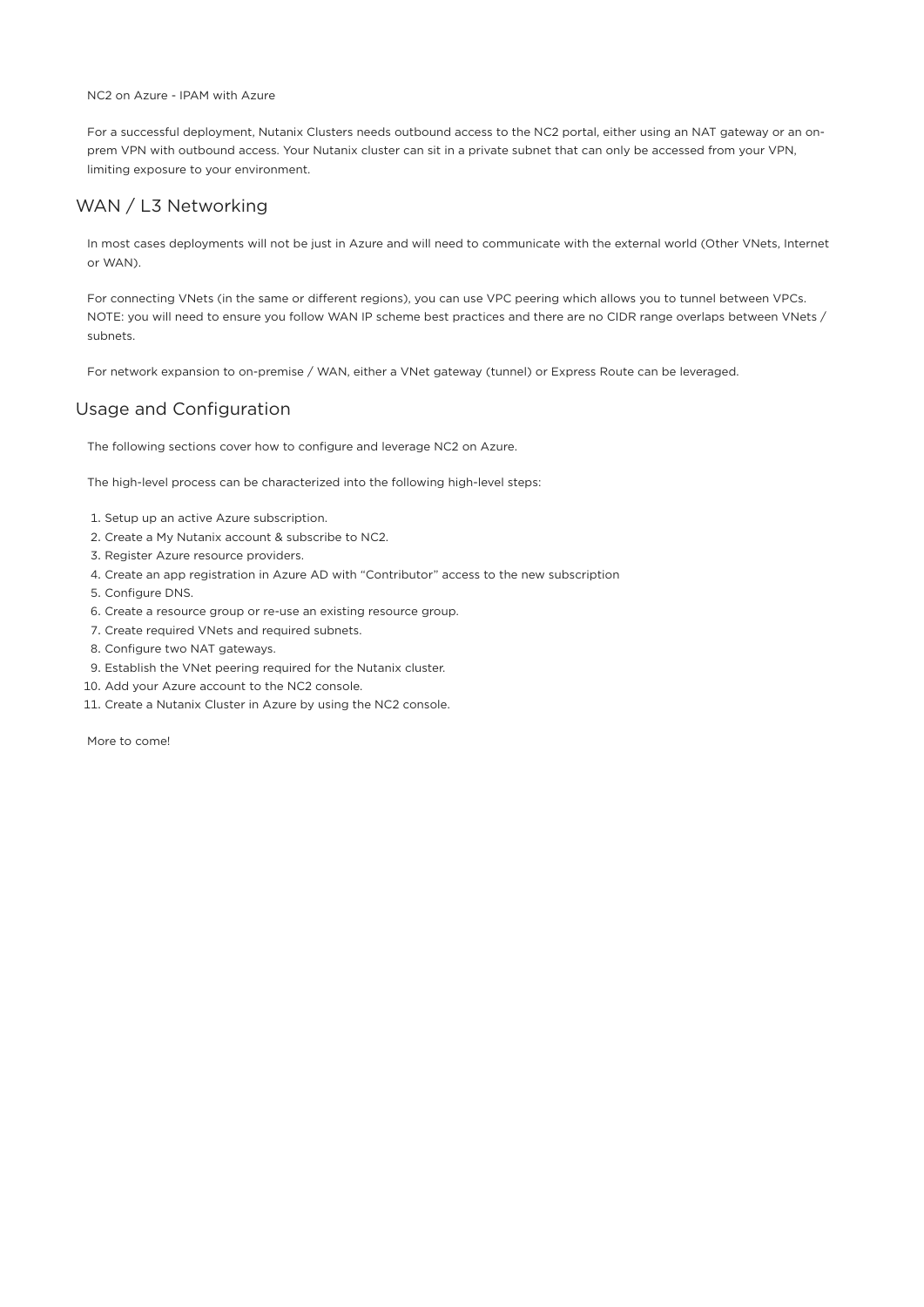NC2 on Azure - IPAM with Azure

For a successful deployment, Nutanix Clusters needs outbound access to the NC2 portal, either using an NAT gateway or an on-prem VPN with outbound access. Your Nutanix cluster can sit in a private subnet that can only be accessed from your VPN, limiting exposure to your environment.

## WAN / L3 Networking

In most cases deployments will not be just in Azure and will need to communicate with the external world (Other VNets, Internet or WAN).

For connecting VNets (in the same or different regions), you can use VPC peering which allows you to tunnel between VPCs. NOTE: you will need to ensure you follow WAN IP scheme best practices and there are no CIDR range overlaps between VNets / subnets.

For network expansion to on-premise / WAN, either a VNet gateway (tunnel) or Express Route can be leveraged.

## Usage and Configuration

The following sections cover how to configure and leverage NC2 on Azure.

The high-level process can be characterized into the following high-level steps:

1. Setup up an active Azure subscription.
2. Create a My Nutanix account & subscribe to NC2.
3. Register Azure resource providers.
4. Create an app registration in Azure AD with “Contributor” access to the new subscription
5. Configure DNS.
6. Create a resource group or re-use an existing resource group.
7. Create required VNets and required subnets.
8. Configure two NAT gateways.
9. Establish the VNet peering required for the Nutanix cluster.
10. Add your Azure account to the NC2 console.
11. Create a Nutanix Cluster in Azure by using the NC2 console.

More to come!